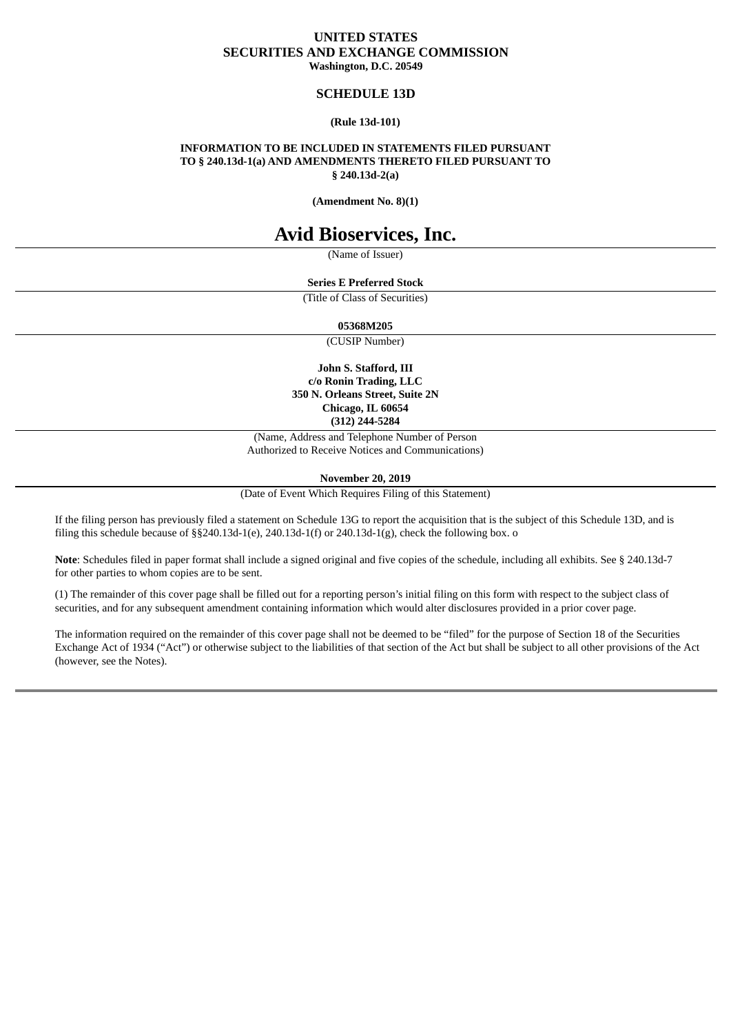**UNITED STATES**
**SECURITIES AND EXCHANGE COMMISSION**
**Washington, D.C. 20549**

**SCHEDULE 13D**

**(Rule 13d-101)**

**INFORMATION TO BE INCLUDED IN STATEMENTS FILED PURSUANT TO § 240.13d-1(a) AND AMENDMENTS THERETO FILED PURSUANT TO § 240.13d-2(a)**

**(Amendment No. 8)(1)**

# Avid Bioservices, Inc.

(Name of Issuer)

**Series E Preferred Stock**

(Title of Class of Securities)

**05368M205**

(CUSIP Number)

**John S. Stafford, III**
**c/o Ronin Trading, LLC**
**350 N. Orleans Street, Suite 2N**
**Chicago, IL 60654**
**(312) 244-5284**

(Name, Address and Telephone Number of Person Authorized to Receive Notices and Communications)

**November 20, 2019**

(Date of Event Which Requires Filing of this Statement)

If the filing person has previously filed a statement on Schedule 13G to report the acquisition that is the subject of this Schedule 13D, and is filing this schedule because of §§240.13d-1(e), 240.13d-1(f) or 240.13d-1(g), check the following box. o

**Note**: Schedules filed in paper format shall include a signed original and five copies of the schedule, including all exhibits. See § 240.13d-7 for other parties to whom copies are to be sent.

(1) The remainder of this cover page shall be filled out for a reporting person's initial filing on this form with respect to the subject class of securities, and for any subsequent amendment containing information which would alter disclosures provided in a prior cover page.

The information required on the remainder of this cover page shall not be deemed to be "filed" for the purpose of Section 18 of the Securities Exchange Act of 1934 ("Act") or otherwise subject to the liabilities of that section of the Act but shall be subject to all other provisions of the Act (however, see the Notes).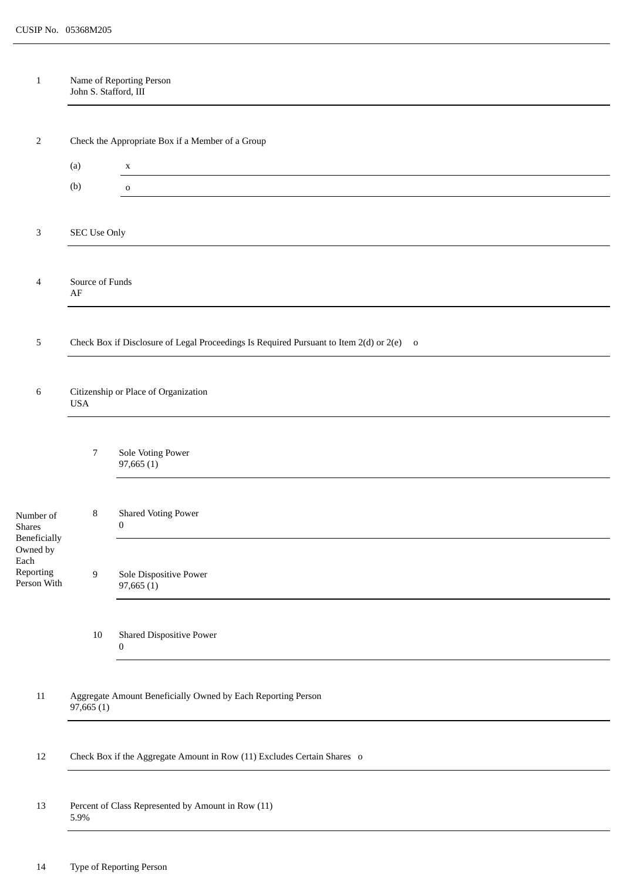CUSIP No. 05368M205

| | | | |
|---|---|---|---|
| 1 | Name of Reporting Person<br>John S. Stafford, III | | |
| 2 | Check the Appropriate Box if a Member of a Group | | |
| | (a) | x | |
| | (b) | o | |
| 3 | SEC Use Only | | |
| 4 | Source of Funds<br>AF | | |
| 5 | Check Box if Disclosure of Legal Proceedings Is Required Pursuant to Item 2(d) or 2(e) o | | |
| 6 | Citizenship or Place of Organization<br>USA | | |
| Number of Shares Beneficially Owned by Each Reporting Person With | 7 | Sole Voting Power<br>97,665 (1) | |
| | 8 | Shared Voting Power<br>0 | |
| | 9 | Sole Dispositive Power<br>97,665 (1) | |
| | 10 | Shared Dispositive Power<br>0 | |
| 11 | Aggregate Amount Beneficially Owned by Each Reporting Person<br>97,665 (1) | | |
| 12 | Check Box if the Aggregate Amount in Row (11) Excludes Certain Shares o | | |
| 13 | Percent of Class Represented by Amount in Row (11)<br>5.9% | | |
| 14 | Type of Reporting Person | | |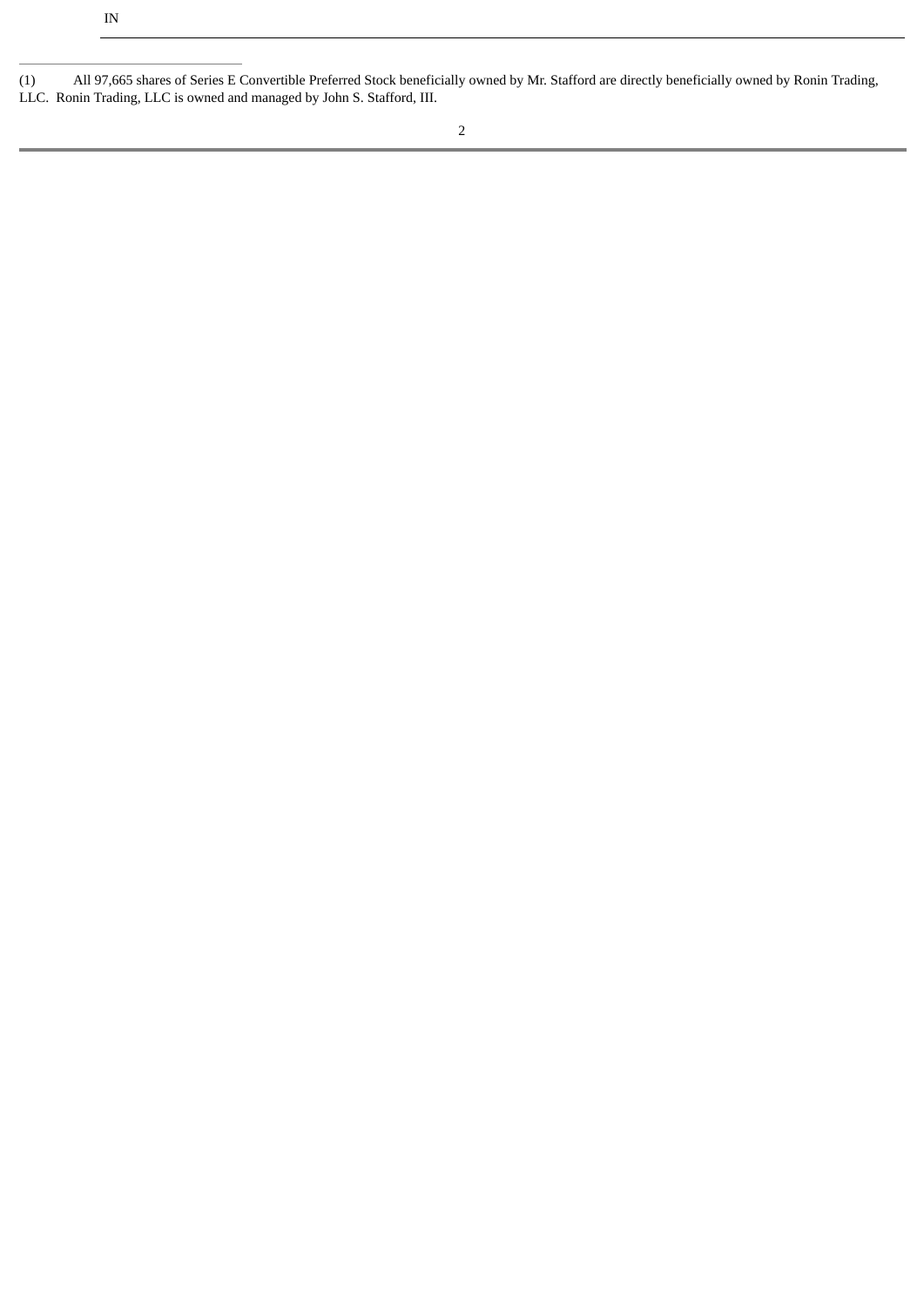IN

---

(1) All 97,665 shares of Series E Convertible Preferred Stock beneficially owned by Mr. Stafford are directly beneficially owned by Ronin Trading, LLC. Ronin Trading, LLC is owned and managed by John S. Stafford, III.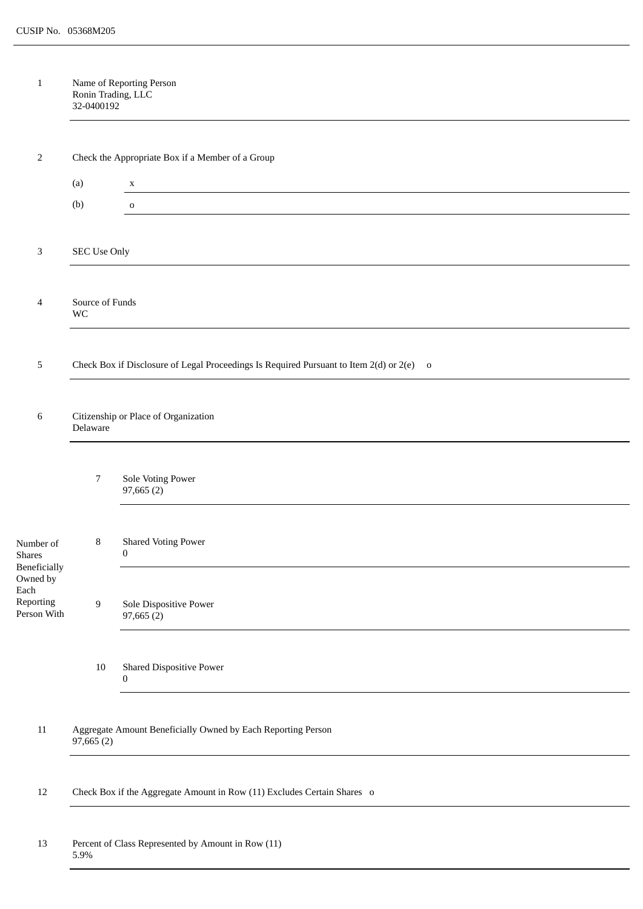CUSIP No. 05368M205

| | | | |
|---|---|---|---|
| 1 | Name of Reporting Person<br>Ronin Trading, LLC<br>32-0400192 | | |
| 2 | Check the Appropriate Box if a Member of a Group<br>(a) x<br>(b) o | | |
| 3 | SEC Use Only | | |
| 4 | Source of Funds<br>WC | | |
| 5 | Check Box if Disclosure of Legal Proceedings Is Required Pursuant to Item 2(d) or 2(e) o | | |
| 6 | Citizenship or Place of Organization<br>Delaware | | |
| Number of Shares Beneficially Owned by Each Reporting Person With | 7 | Sole Voting Power<br>97,665 (2) | |
| | 8 | Shared Voting Power<br>0 | |
| | 9 | Sole Dispositive Power<br>97,665 (2) | |
| | 10 | Shared Dispositive Power<br>0 | |
| 11 | Aggregate Amount Beneficially Owned by Each Reporting Person<br>97,665 (2) | | |
| 12 | Check Box if the Aggregate Amount in Row (11) Excludes Certain Shares o | | |
| 13 | Percent of Class Represented by Amount in Row (11)<br>5.9% | | |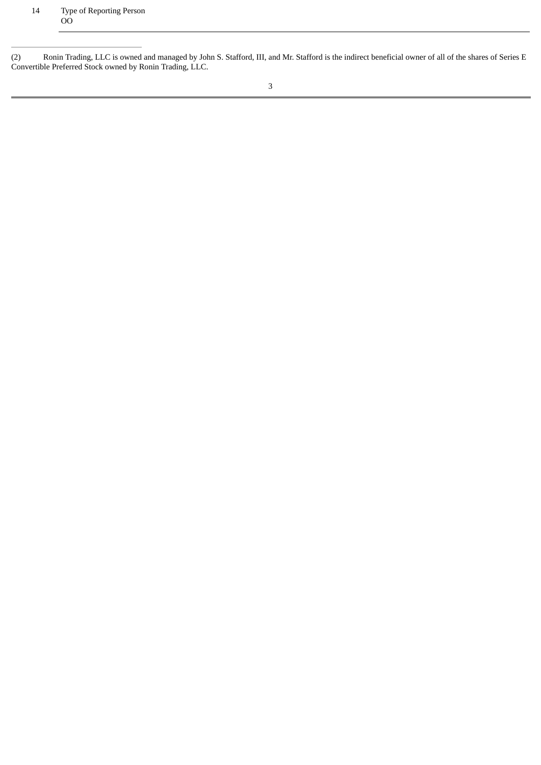| 14 | Type of Reporting Person<br>OO |
|---|---|

---

(2) Ronin Trading, LLC is owned and managed by John S. Stafford, III, and Mr. Stafford is the indirect beneficial owner of all of the shares of Series E Convertible Preferred Stock owned by Ronin Trading, LLC.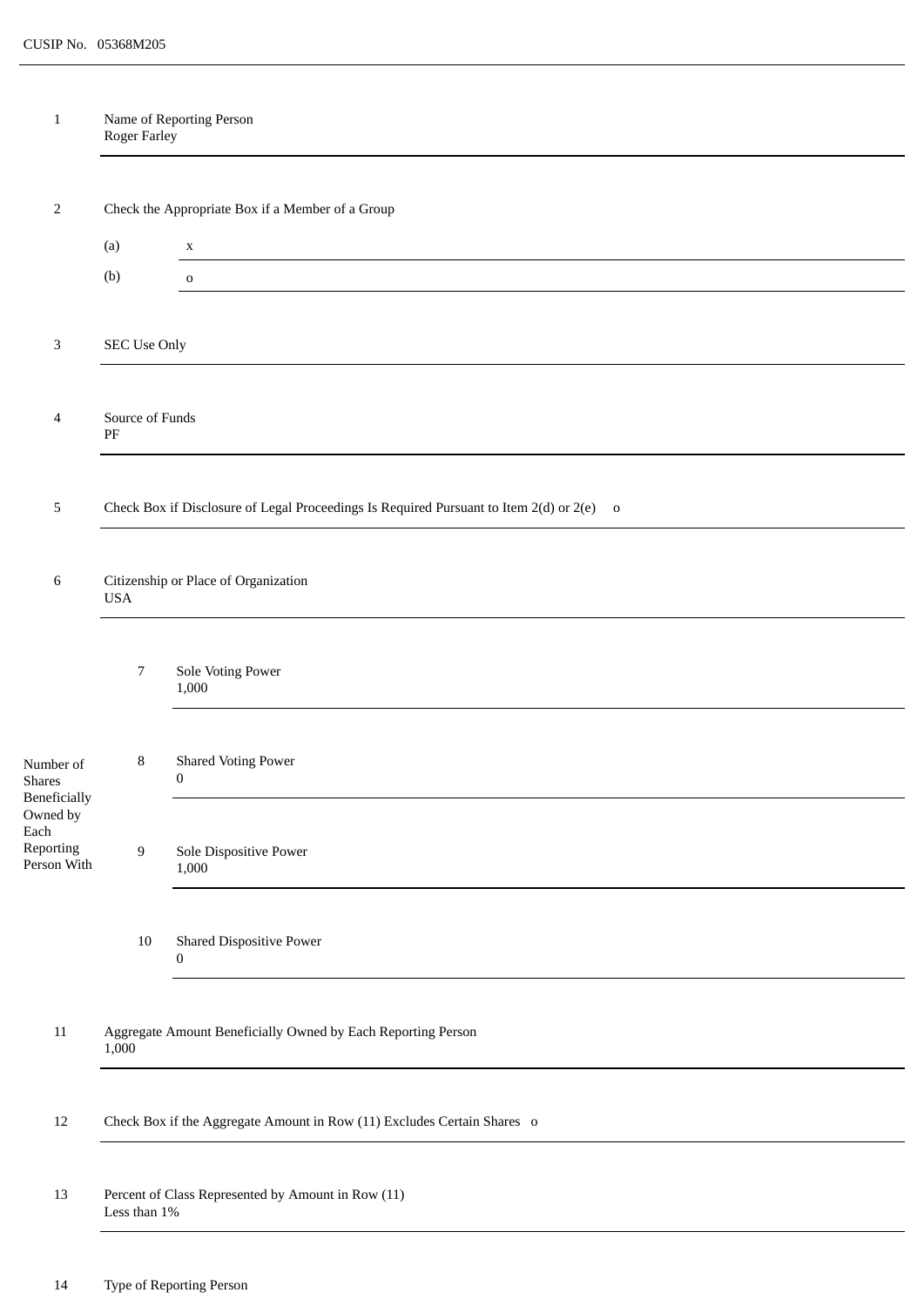CUSIP No. 05368M205

| | | | |
|---|---|---|---|
| 1 | Name of Reporting Person<br>Roger Farley | | |
| 2 | Check the Appropriate Box if a Member of a Group | | |
| | (a) | x | |
| | (b) | o | |
| 3 | SEC Use Only | | |
| 4 | Source of Funds<br>PF | | |
| 5 | Check Box if Disclosure of Legal Proceedings Is Required Pursuant to Item 2(d) or 2(e) o | | |
| 6 | Citizenship or Place of Organization<br>USA | | |
| Number of Shares Beneficially Owned by Each Reporting Person With | 7 | Sole Voting Power<br>1,000 | |
| | 8 | Shared Voting Power<br>0 | |
| | 9 | Sole Dispositive Power<br>1,000 | |
| | 10 | Shared Dispositive Power<br>0 | |
| 11 | Aggregate Amount Beneficially Owned by Each Reporting Person<br>1,000 | | |
| 12 | Check Box if the Aggregate Amount in Row (11) Excludes Certain Shares o | | |
| 13 | Percent of Class Represented by Amount in Row (11)<br>Less than 1% | | |
| 14 | Type of Reporting Person | | |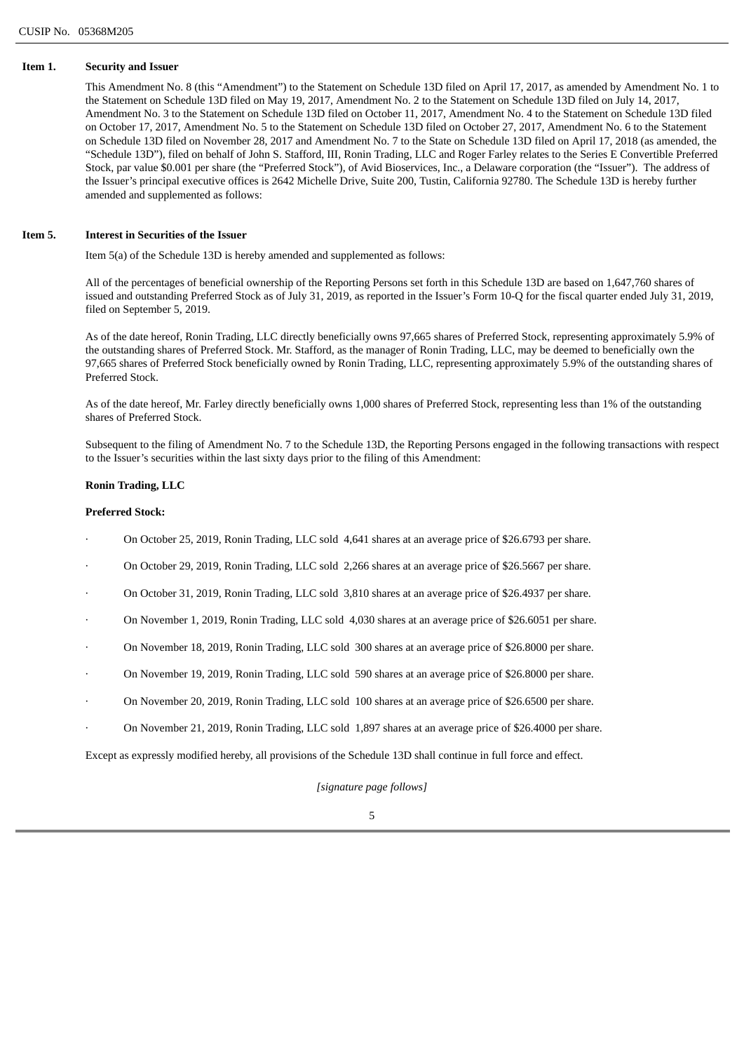CUSIP No. 05368M205

**Item 1. Security and Issuer**

This Amendment No. 8 (this "Amendment") to the Statement on Schedule 13D filed on April 17, 2017, as amended by Amendment No. 1 to the Statement on Schedule 13D filed on May 19, 2017, Amendment No. 2 to the Statement on Schedule 13D filed on July 14, 2017, Amendment No. 3 to the Statement on Schedule 13D filed on October 11, 2017, Amendment No. 4 to the Statement on Schedule 13D filed on October 17, 2017, Amendment No. 5 to the Statement on Schedule 13D filed on October 27, 2017, Amendment No. 6 to the Statement on Schedule 13D filed on November 28, 2017 and Amendment No. 7 to the State on Schedule 13D filed on April 17, 2018 (as amended, the "Schedule 13D"), filed on behalf of John S. Stafford, III, Ronin Trading, LLC and Roger Farley relates to the Series E Convertible Preferred Stock, par value $0.001 per share (the "Preferred Stock"), of Avid Bioservices, Inc., a Delaware corporation (the "Issuer"). The address of the Issuer's principal executive offices is 2642 Michelle Drive, Suite 200, Tustin, California 92780. The Schedule 13D is hereby further amended and supplemented as follows:

**Item 5. Interest in Securities of the Issuer**

Item 5(a) of the Schedule 13D is hereby amended and supplemented as follows:

All of the percentages of beneficial ownership of the Reporting Persons set forth in this Schedule 13D are based on 1,647,760 shares of issued and outstanding Preferred Stock as of July 31, 2019, as reported in the Issuer's Form 10-Q for the fiscal quarter ended July 31, 2019, filed on September 5, 2019.

As of the date hereof, Ronin Trading, LLC directly beneficially owns 97,665 shares of Preferred Stock, representing approximately 5.9% of the outstanding shares of Preferred Stock. Mr. Stafford, as the manager of Ronin Trading, LLC, may be deemed to beneficially own the 97,665 shares of Preferred Stock beneficially owned by Ronin Trading, LLC, representing approximately 5.9% of the outstanding shares of Preferred Stock.

As of the date hereof, Mr. Farley directly beneficially owns 1,000 shares of Preferred Stock, representing less than 1% of the outstanding shares of Preferred Stock.

Subsequent to the filing of Amendment No. 7 to the Schedule 13D, the Reporting Persons engaged in the following transactions with respect to the Issuer's securities within the last sixty days prior to the filing of this Amendment:

**Ronin Trading, LLC**

**Preferred Stock:**

- On October 25, 2019, Ronin Trading, LLC sold 4,641 shares at an average price of $26.6793 per share.
- On October 29, 2019, Ronin Trading, LLC sold 2,266 shares at an average price of $26.5667 per share.
- On October 31, 2019, Ronin Trading, LLC sold 3,810 shares at an average price of $26.4937 per share.
- On November 1, 2019, Ronin Trading, LLC sold 4,030 shares at an average price of $26.6051 per share.
- On November 18, 2019, Ronin Trading, LLC sold 300 shares at an average price of $26.8000 per share.
- On November 19, 2019, Ronin Trading, LLC sold 590 shares at an average price of $26.8000 per share.
- On November 20, 2019, Ronin Trading, LLC sold 100 shares at an average price of $26.6500 per share.
- On November 21, 2019, Ronin Trading, LLC sold 1,897 shares at an average price of $26.4000 per share.

Except as expressly modified hereby, all provisions of the Schedule 13D shall continue in full force and effect.

*[signature page follows]*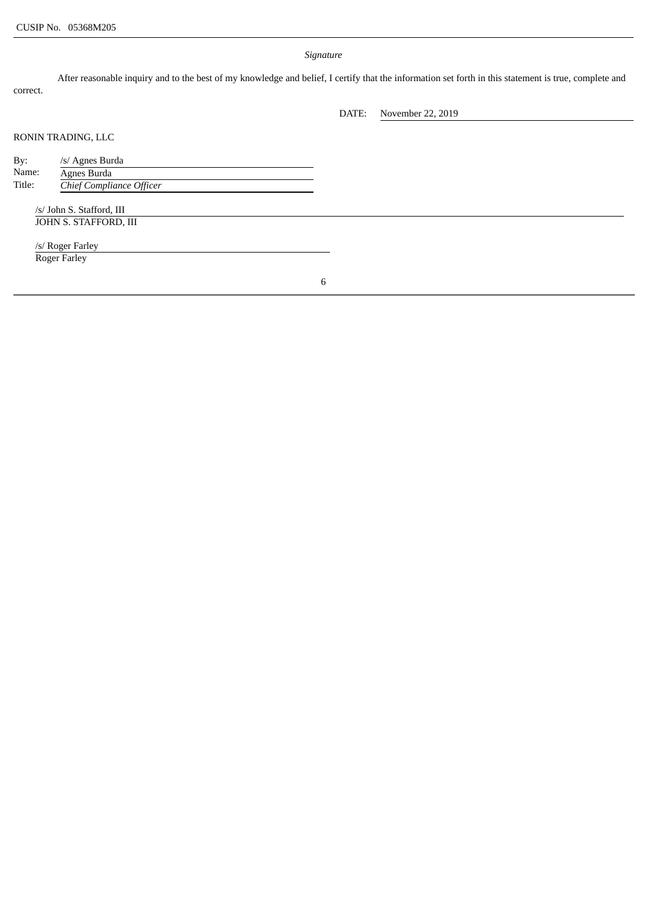CUSIP No. 05368M205

*Signature*

After reasonable inquiry and to the best of my knowledge and belief, I certify that the information set forth in this statement is true, complete and correct.

DATE: November 22, 2019

RONIN TRADING, LLC

By: /s/ Agnes Burda
Name: Agnes Burda
Title: *Chief Compliance Officer*

/s/ John S. Stafford, III
JOHN S. STAFFORD, III

/s/ Roger Farley
Roger Farley